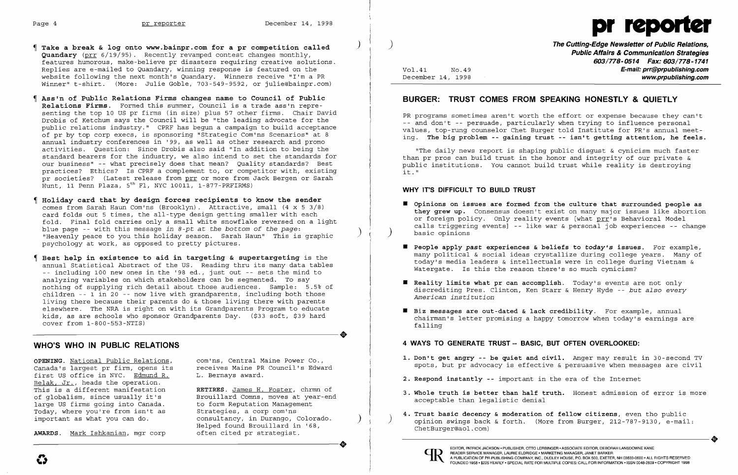¶ **Take a break & log onto www.bainpr.com for a pr competition called Quandary** (prr 6/19/95). Recently revamped contest changes monthly, features humorous, make-believe pr disasters requiring creative solutions. Replies are e-mailed to Quandary, winning response is featured on the website following the next month's Quandary. Winners receive "I'm a PR Winner" t-shirt. (More: Julie Goble, 703-549-9592, or julie@bainpr.com)

¶ **Ass'n of Public Relations Firms changes name to Council of Public Relations Firms.** Formed this summer, Council is a trade ass'n representing the top 10 US pr firms (in size) plus 57 other firms. Chair David Drobis of Ketchum says the Council will be "the leading advocate for the public relations industry." CPRF has begun a campaign to build acceptance of pr by top corp execs, is sponsoring "Strategic Com'ns Scenarios" at 8 annual industry conferences in '99, as well as other research and promo activities. Question: Since Drobis also said "In addition to being the standard bearers for the industry, we also intend to set the standards for our business" -- what precisely does that mean? Quality standards? Best practices? Ethics? Is CPRF a complement to, or competitor with, existing pr societies? (Latest release from prr or more from Jack Bergen or Sarah Hunt, 11 Penn Plaza, 5th Fl, NYC 10011, 1-877-PRFIRMS)

¶ **Holiday card that by design forces recipients to know the sender** comes from Sarah Haun Com'ns (Brooklyn). Attractive, small (4 x 5 3/8) card folds out 5 times, the all-type design getting smaller with each fold. Final fold carries only a small white snowflake reversed on a light blue page -- with this message *in 8-pt at the bottom of the page*: "Heavenly peace to you this holiday season. Sarah Haun" This is graphic psychology at work, as opposed to pretty pictures.

¶ **Best help in existence to aid in targeting & supertargeting** is the annual Statistical Abstract of the US. Reading thru its many data tables -- including 100 new ones in the '98 ed., just out -- sets the mind to analyzing variables on which stakeholders can be segmented. To say nothing of supplying rich detail about those audiences. Sample: 5.5% of children -- 1 in 20 -- now live with grandparents, including both those living there because their parents do & those living there with parents elsewhere. The NRA is right on with its Grandparents Program to educate kids, as are schools who sponsor Grandparents Day. ($33 soft, $39 hard cover from 1-800-553-NTIS)

## WHO'S WHO IN PUBLIC RELATIONS

**OPENING.** National Public Relations, Canada's largest pr firm, opens its first US office in NYC. Edmund R. Belak, Jr., heads the operation. This is a different manifestation of globalism, since usually it's large US firms going into Canada. Today, where you're from isn't as important as what you can do.

**AWARDS.** Mark Ishkanian, mgr corp com'ns, Central Maine Power Co., receives Maine PR Council's Edward L. Bernays award.

**RETIRES.** James H. Foster, chrmn of Brouillard Comns, moves at year-end to form Reputation Management Strategies, a corp com'ns consultancy, in Durango, Colorado. Helped found Brouillard in '68, often cited pr strategist.

# pr reporter

**The Cutting-Edge Newsletter of Public Relations, Public Affairs & Communication Strategies**
603/778-0514 Fax: 603/778-1741
E-mail: prr@prpublishing.com
www.prpublishing.com

Vol.41 No.49
December 14, 1998

## BURGER: TRUST COMES FROM SPEAKING HONESTLY & QUIETLY

PR programs sometimes aren't worth the effort or expense because they can't -- and don't -- persuade, particularly when trying to influence personal values, top-rung counselor Chet Burger told Institute for PR's annual meeting. **The big problem -- gaining trust -- isn't getting attention, he feels.**

"The daily news report is shaping public disgust & cynicism much faster than pr pros can build trust in the honor and integrity of our private & public institutions. You cannot build trust while reality is destroying it."

### WHY IT'S DIFFICULT TO BUILD TRUST

- **Opinions on issues are formed from the culture that surrounded people as they grew up.** Consensus doesn't exist on many major issues like abortion or foreign policy. Only reality events [what prr's Behavioral Model calls triggering events] -- like war & personal job experiences -- change basic opinions
- **People apply *past* experiences & beliefs to *today's* issues.** For example, many political & social ideas crystallize during college years. Many of today's media leaders & intellectuals were in college during Vietnam & Watergate. Is this the reason there's so much cynicism?
- **Reality limits what pr can accomplish.** Today's events are not only discrediting Pres. Clinton, Ken Starr & Henry Hyde -- *but also every American institution*
- **Biz messages are out-dated & lack credibility.** For example, annual chairman's letter promising a happy tomorrow when today's earnings are falling

### 4 WAYS TO GENERATE TRUST -- BASIC, BUT OFTEN OVERLOOKED:

1. **Don't get angry -- be quiet and civil.** Anger may result in 30-second TV spots, but pr advocacy is effective & persuasive when messages are civil
2. **Respond instantly --** important in the era of the Internet
3. **Whole truth is better than half truth.** Honest admission of error is more acceptable than legalistic denial
4. **Trust basic decency & moderation of fellow citizens**, even tho public opinion swings back & forth. (More from Burger, 212-787-9130, e-mail: ChetBurger@aol.com)

EDITOR, PATRICK JACKSON • PUBLISHER, OTTO LERBINGER • ASSOCIATE EDITOR, DEBORAH LANSDOWNE KANE
READER SERVICE MANAGER, LAURIE ELDRIDGE • MARKETING MANAGER, JANET BARKER
A PUBLICATION OF PR PUBLISHING COMPANY, INC., DUDLEY HOUSE, P.O. BOX 600, EXETER, NH 03833-0600 • ALL RIGHTS RESERVED
FOUNDED 1958 • $225 YEARLY • SPECIAL RATE FOR MULTIPLE COPIES: CALL FOR INFORMATION • ISSN 0048-2609 • COPYRIGHT 1998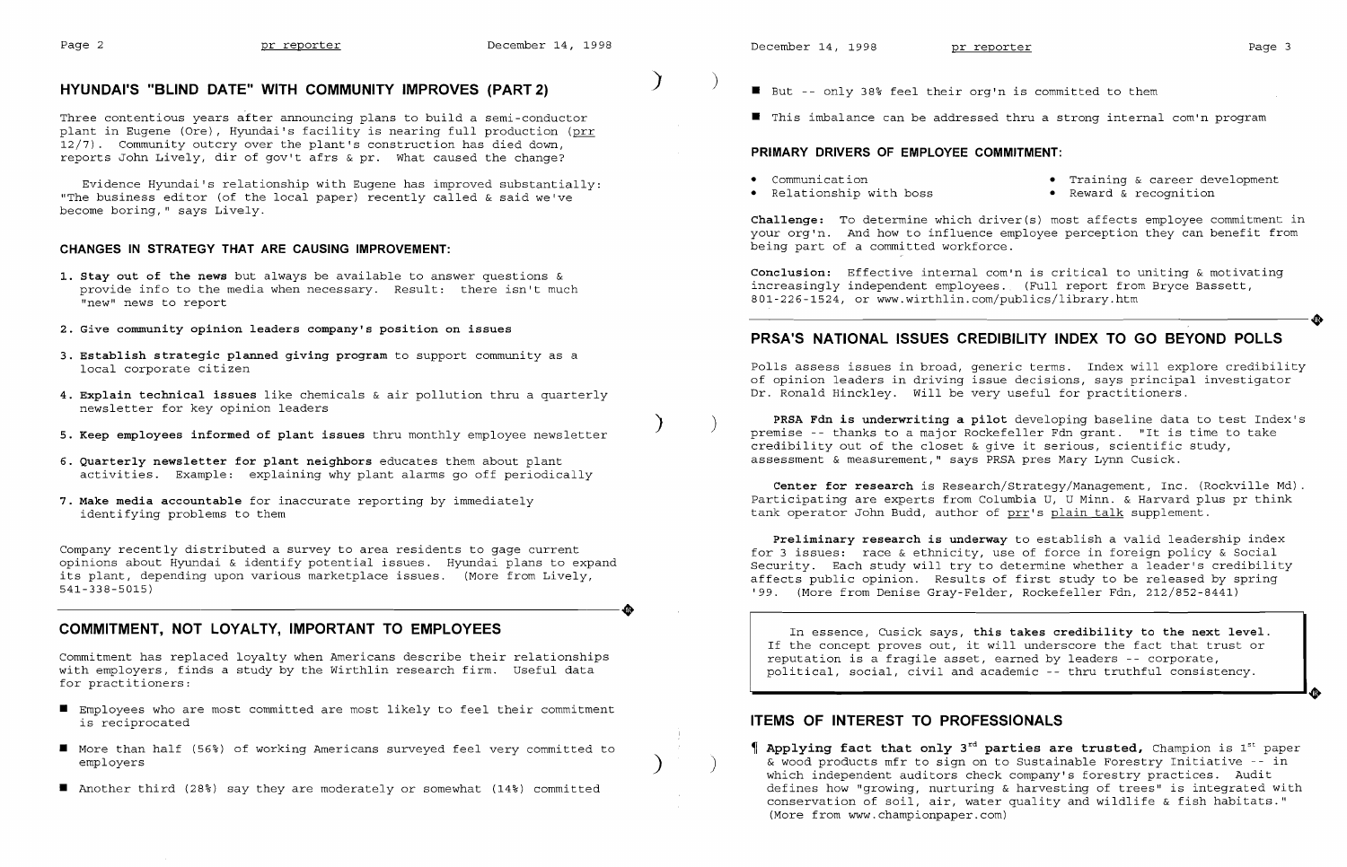## HYUNDAI'S "BLIND DATE" WITH COMMUNITY IMPROVES (PART 2)

Three contentious years after announcing plans to build a semi-conductor plant in Eugene (Ore), Hyundai's facility is nearing full production (prr 12/7). Community outcry over the plant's construction has died down, reports John Lively, dir of gov't afrs & pr. What caused the change?

Evidence Hyundai's relationship with Eugene has improved substantially: "The business editor (of the local paper) recently called & said we've become boring," says Lively.

### CHANGES IN STRATEGY THAT ARE CAUSING IMPROVEMENT:

1. **Stay out of the news** but always be available to answer questions & provide info to the media when necessary. Result: there isn't much "new" news to report
2. **Give community opinion leaders company's position on issues**
3. **Establish strategic planned giving program** to support community as a local corporate citizen
4. **Explain technical issues** like chemicals & air pollution thru a quarterly newsletter for key opinion leaders
5. **Keep employees informed of plant issues** thru monthly employee newsletter
6. **Quarterly newsletter for plant neighbors** educates them about plant activities. Example: explaining why plant alarms go off periodically
7. **Make media accountable** for inaccurate reporting by immediately identifying problems to them

Company recently distributed a survey to area residents to gage current opinions about Hyundai & identify potential issues. Hyundai plans to expand its plant, depending upon various marketplace issues. (More from Lively, 541-338-5015)

## COMMITMENT, NOT LOYALTY, IMPORTANT TO EMPLOYEES

Commitment has replaced loyalty when Americans describe their relationships with employers, finds a study by the Wirthlin research firm. Useful data for practitioners:

- Employees who are most committed are most likely to feel their commitment is reciprocated
- More than half (56%) of working Americans surveyed feel very committed to employers
- Another third (28%) say they are moderately or somewhat (14%) committed
- But -- only 38% feel their org'n is committed to them
- This imbalance can be addressed thru a strong internal com'n program

### PRIMARY DRIVERS OF EMPLOYEE COMMITMENT:

- Communication
- Relationship with boss
- Training & career development
- Reward & recognition

**Challenge:** To determine which driver(s) most affects employee commitment in your org'n. And how to influence employee perception they can benefit from being part of a committed workforce.

**Conclusion:** Effective internal com'n is critical to uniting & motivating increasingly independent employees. (Full report from Bryce Bassett, 801-226-1524, or www.wirthlin.com/publics/library.htm

## PRSA'S NATIONAL ISSUES CREDIBILITY INDEX TO GO BEYOND POLLS

Polls assess issues in broad, generic terms. Index will explore credibility of opinion leaders in driving issue decisions, says principal investigator Dr. Ronald Hinckley. Will be very useful for practitioners.

**PRSA Fdn is underwriting a pilot** developing baseline data to test Index's premise -- thanks to a major Rockefeller Fdn grant. "It is time to take credibility out of the closet & give it serious, scientific study, assessment & measurement," says PRSA pres Mary Lynn Cusick.

**Center for research** is Research/Strategy/Management, Inc. (Rockville Md). Participating are experts from Columbia U, U Minn. & Harvard plus pr think tank operator John Budd, author of prr's plain talk supplement.

**Preliminary research is underway** to establish a valid leadership index for 3 issues: race & ethnicity, use of force in foreign policy & Social Security. Each study will try to determine whether a leader's credibility affects public opinion. Results of first study to be released by spring '99. (More from Denise Gray-Felder, Rockefeller Fdn, 212/852-8441)

In essence, Cusick says, **this takes credibility to the next level.** If the concept proves out, it will underscore the fact that trust or reputation is a fragile asset, earned by leaders -- corporate, political, social, civil and academic -- thru truthful consistency.

## ITEMS OF INTEREST TO PROFESSIONALS

¶ **Applying fact that only 3rd parties are trusted,** Champion is 1st paper & wood products mfr to sign on to Sustainable Forestry Initiative -- in which independent auditors check company's forestry practices. Audit defines how "growing, nurturing & harvesting of trees" is integrated with conservation of soil, air, water quality and wildlife & fish habitats." (More from www.championpaper.com)